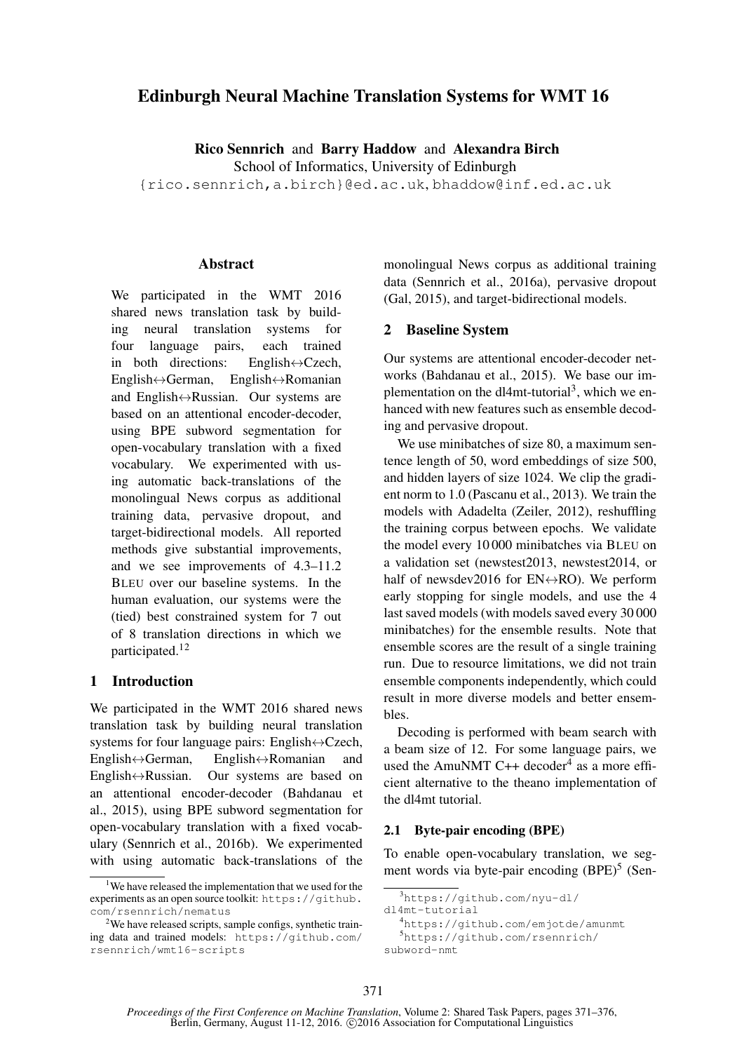# Edinburgh Neural Machine Translation Systems for WMT 16

**Rico Sennrich** and **Barry Haddow** and **Alexandra Birch**
School of Informatics, University of Edinburgh
{rico.sennrich,a.birch}@ed.ac.uk, bhaddow@inf.ed.ac.uk

## Abstract

We participated in the WMT 2016 shared news translation task by building neural translation systems for four language pairs, each trained in both directions: English↔Czech, English↔German, English↔Romanian and English↔Russian. Our systems are based on an attentional encoder-decoder, using BPE subword segmentation for open-vocabulary translation with a fixed vocabulary. We experimented with using automatic back-translations of the monolingual News corpus as additional training data, pervasive dropout, and target-bidirectional models. All reported methods give substantial improvements, and we see improvements of 4.3–11.2 BLEU over our baseline systems. In the human evaluation, our systems were the (tied) best constrained system for 7 out of 8 translation directions in which we participated.[1][2]

## 1 Introduction

We participated in the WMT 2016 shared news translation task by building neural translation systems for four language pairs: English↔Czech, English↔German, English↔Romanian and English↔Russian. Our systems are based on an attentional encoder-decoder (Bahdanau et al., 2015), using BPE subword segmentation for open-vocabulary translation with a fixed vocabulary (Sennrich et al., 2016b). We experimented with using automatic back-translations of the monolingual News corpus as additional training data (Sennrich et al., 2016a), pervasive dropout (Gal, 2015), and target-bidirectional models.

## 2 Baseline System

Our systems are attentional encoder-decoder networks (Bahdanau et al., 2015). We base our implementation on the dl4mt-tutorial[3], which we enhanced with new features such as ensemble decoding and pervasive dropout.

We use minibatches of size 80, a maximum sentence length of 50, word embeddings of size 500, and hidden layers of size 1024. We clip the gradient norm to 1.0 (Pascanu et al., 2013). We train the models with Adadelta (Zeiler, 2012), reshuffling the training corpus between epochs. We validate the model every 10 000 minibatches via BLEU on a validation set (newstest2013, newstest2014, or half of newsdev2016 for EN↔RO). We perform early stopping for single models, and use the 4 last saved models (with models saved every 30 000 minibatches) for the ensemble results. Note that ensemble scores are the result of a single training run. Due to resource limitations, we did not train ensemble components independently, which could result in more diverse models and better ensembles.

Decoding is performed with beam search with a beam size of 12. For some language pairs, we used the AmuNMT C++ decoder[4] as a more efficient alternative to the theano implementation of the dl4mt tutorial.

### 2.1 Byte-pair encoding (BPE)

To enable open-vocabulary translation, we segment words via byte-pair encoding (BPE)[5] (Sen-

---

[1] We have released the implementation that we used for the experiments as an open source toolkit: https://github.com/rsennrich/nematus

[2] We have released scripts, sample configs, synthetic training data and trained models: https://github.com/rsennrich/wmt16-scripts

[3] https://github.com/nyu-dl/dl4mt-tutorial

[4] https://github.com/emjotde/amunmt

[5] https://github.com/rsennrich/subword-nmt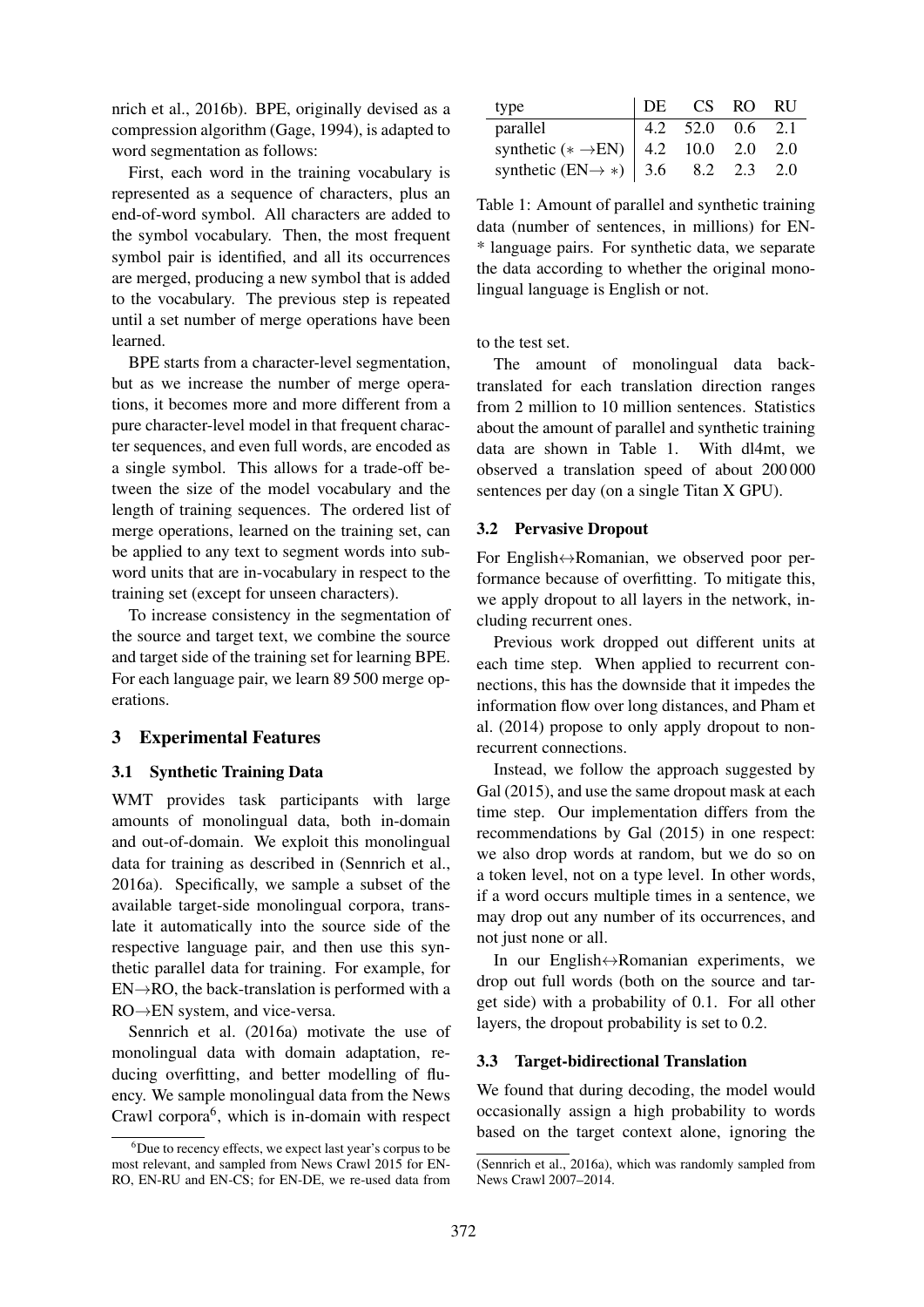nrich et al., 2016b). BPE, originally devised as a compression algorithm (Gage, 1994), is adapted to word segmentation as follows:

First, each word in the training vocabulary is represented as a sequence of characters, plus an end-of-word symbol. All characters are added to the symbol vocabulary. Then, the most frequent symbol pair is identified, and all its occurrences are merged, producing a new symbol that is added to the vocabulary. The previous step is repeated until a set number of merge operations have been learned.

BPE starts from a character-level segmentation, but as we increase the number of merge operations, it becomes more and more different from a pure character-level model in that frequent character sequences, and even full words, are encoded as a single symbol. This allows for a trade-off between the size of the model vocabulary and the length of training sequences. The ordered list of merge operations, learned on the training set, can be applied to any text to segment words into subword units that are in-vocabulary in respect to the training set (except for unseen characters).

To increase consistency in the segmentation of the source and target text, we combine the source and target side of the training set for learning BPE. For each language pair, we learn 89 500 merge operations.

## 3 Experimental Features

### 3.1 Synthetic Training Data

WMT provides task participants with large amounts of monolingual data, both in-domain and out-of-domain. We exploit this monolingual data for training as described in (Sennrich et al., 2016a). Specifically, we sample a subset of the available target-side monolingual corpora, translate it automatically into the source side of the respective language pair, and then use this synthetic parallel data for training. For example, for EN→RO, the back-translation is performed with a RO→EN system, and vice-versa.

Sennrich et al. (2016a) motivate the use of monolingual data with domain adaptation, reducing overfitting, and better modelling of fluency. We sample monolingual data from the News Crawl corpora[6], which is in-domain with respect to the test set.

| type | DE | CS | RO | RU |
|---|---|---|---|---|
| parallel | 4.2 | 52.0 | 0.6 | 2.1 |
| synthetic (∗ →EN) | 4.2 | 10.0 | 2.0 | 2.0 |
| synthetic (EN→ ∗) | 3.6 | 8.2 | 2.3 | 2.0 |

Table 1: Amount of parallel and synthetic training data (number of sentences, in millions) for EN-* language pairs. For synthetic data, we separate the data according to whether the original monolingual language is English or not.

The amount of monolingual data back-translated for each translation direction ranges from 2 million to 10 million sentences. Statistics about the amount of parallel and synthetic training data are shown in Table 1. With dl4mt, we observed a translation speed of about 200 000 sentences per day (on a single Titan X GPU).

### 3.2 Pervasive Dropout

For English↔Romanian, we observed poor performance because of overfitting. To mitigate this, we apply dropout to all layers in the network, including recurrent ones.

Previous work dropped out different units at each time step. When applied to recurrent connections, this has the downside that it impedes the information flow over long distances, and Pham et al. (2014) propose to only apply dropout to non-recurrent connections.

Instead, we follow the approach suggested by Gal (2015), and use the same dropout mask at each time step. Our implementation differs from the recommendations by Gal (2015) in one respect: we also drop words at random, but we do so on a token level, not on a type level. In other words, if a word occurs multiple times in a sentence, we may drop out any number of its occurrences, and not just none or all.

In our English↔Romanian experiments, we drop out full words (both on the source and target side) with a probability of 0.1. For all other layers, the dropout probability is set to 0.2.

### 3.3 Target-bidirectional Translation

We found that during decoding, the model would occasionally assign a high probability to words based on the target context alone, ignoring the

[6] Due to recency effects, we expect last year's corpus to be most relevant, and sampled from News Crawl 2015 for EN-RO, EN-RU and EN-CS; for EN-DE, we re-used data from (Sennrich et al., 2016a), which was randomly sampled from News Crawl 2007–2014.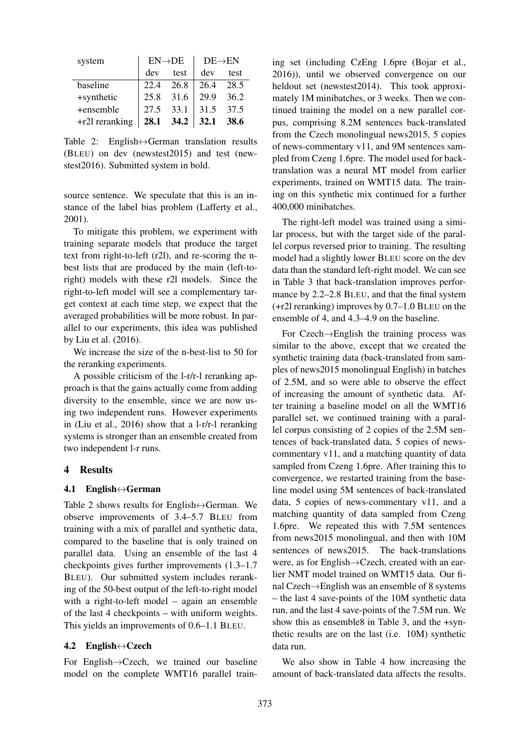| system | EN→DE | | DE→EN | |
|---|---|---|---|---|
| | dev | test | dev | test |
| baseline | 22.4 | 26.8 | 26.4 | 28.5 |
| +synthetic | 25.8 | 31.6 | 29.9 | 36.2 |
| +ensemble | 27.5 | 33.1 | 31.5 | 37.5 |
| +r2l reranking | **28.1** | **34.2** | **32.1** | **38.6** |

Table 2: English↔German translation results (BLEU) on dev (newstest2015) and test (newstest2016). Submitted system in bold.

source sentence. We speculate that this is an instance of the label bias problem (Lafferty et al., 2001).

To mitigate this problem, we experiment with training separate models that produce the target text from right-to-left (r2l), and re-scoring the n-best lists that are produced by the main (left-to-right) models with these r2l models. Since the right-to-left model will see a complementary target context at each time step, we expect that the averaged probabilities will be more robust. In parallel to our experiments, this idea was published by Liu et al. (2016).

We increase the size of the n-best-list to 50 for the reranking experiments.

A possible criticism of the l-r/r-l reranking approach is that the gains actually come from adding diversity to the ensemble, since we are now using two independent runs. However experiments in (Liu et al., 2016) show that a l-r/r-l reranking systems is stronger than an ensemble created from two independent l-r runs.

## 4 Results

### 4.1 English↔German

Table 2 shows results for English↔German. We observe improvements of 3.4–5.7 BLEU from training with a mix of parallel and synthetic data, compared to the baseline that is only trained on parallel data. Using an ensemble of the last 4 checkpoints gives further improvements (1.3–1.7 BLEU). Our submitted system includes reranking of the 50-best output of the left-to-right model with a right-to-left model – again an ensemble of the last 4 checkpoints – with uniform weights. This yields an improvements of 0.6–1.1 BLEU.

### 4.2 English↔Czech

For English→Czech, we trained our baseline model on the complete WMT16 parallel training set (including CzEng 1.6pre (Bojar et al., 2016)), until we observed convergence on our heldout set (newstest2014). This took approximately 1M minibatches, or 3 weeks. Then we continued training the model on a new parallel corpus, comprising 8.2M sentences back-translated from the Czech monolingual news2015, 5 copies of news-commentary v11, and 9M sentences sampled from Czeng 1.6pre. The model used for back-translation was a neural MT model from earlier experiments, trained on WMT15 data. The training on this synthetic mix continued for a further 400,000 minibatches.

The right-left model was trained using a similar process, but with the target side of the parallel corpus reversed prior to training. The resulting model had a slightly lower BLEU score on the dev data than the standard left-right model. We can see in Table 3 that back-translation improves performance by 2.2–2.8 BLEU, and that the final system (+r2l reranking) improves by 0.7–1.0 BLEU on the ensemble of 4, and 4.3–4.9 on the baseline.

For Czech→English the training process was similar to the above, except that we created the synthetic training data (back-translated from samples of news2015 monolingual English) in batches of 2.5M, and so were able to observe the effect of increasing the amount of synthetic data. After training a baseline model on all the WMT16 parallel set, we continued training with a parallel corpus consisting of 2 copies of the 2.5M sentences of back-translated data, 5 copies of news-commentary v11, and a matching quantity of data sampled from Czeng 1.6pre. After training this to convergence, we restarted training from the baseline model using 5M sentences of back-translated data, 5 copies of news-commentary v11, and a matching quantity of data sampled from Czeng 1.6pre. We repeated this with 7.5M sentences from news2015 monolingual, and then with 10M sentences of news2015. The back-translations were, as for English→Czech, created with an earlier NMT model trained on WMT15 data. Our final Czech→English was an ensemble of 8 systems – the last 4 save-points of the 10M synthetic data run, and the last 4 save-points of the 7.5M run. We show this as ensemble8 in Table 3, and the +synthetic results are on the last (i.e. 10M) synthetic data run.

We also show in Table 4 how increasing the amount of back-translated data affects the results.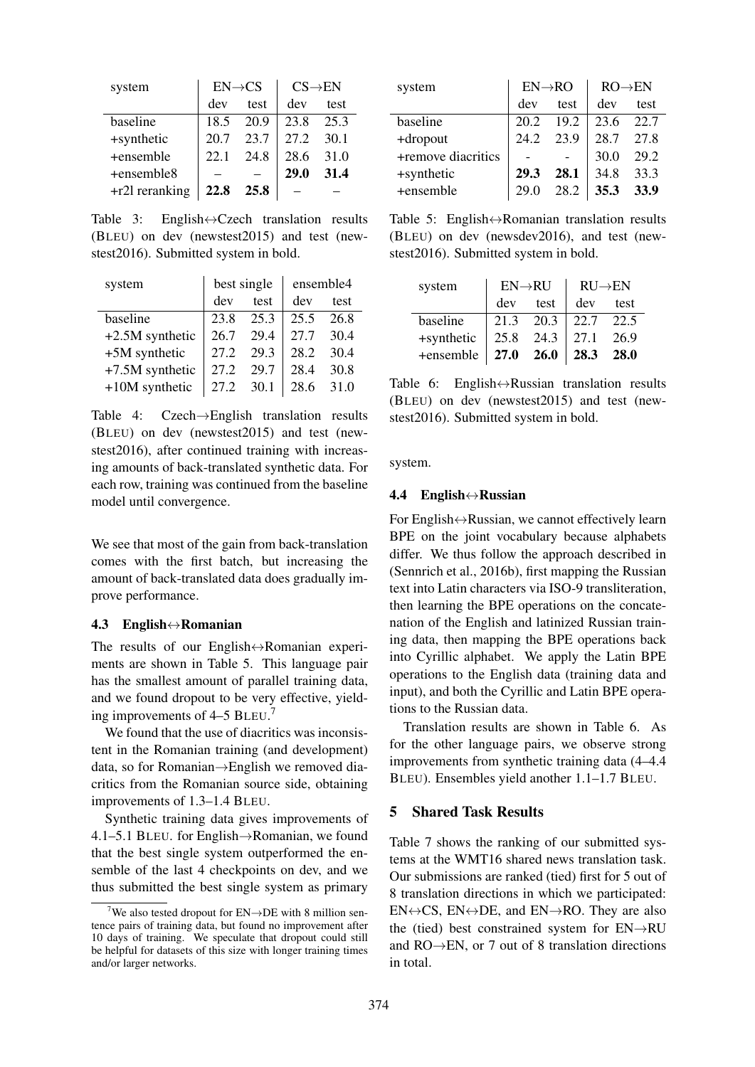| system | EN→CS | | CS→EN | |
|---|---|---|---|---|
| | dev | test | dev | test |
| baseline | 18.5 | 20.9 | 23.8 | 25.3 |
| +synthetic | 20.7 | 23.7 | 27.2 | 30.1 |
| +ensemble | 22.1 | 24.8 | 28.6 | 31.0 |
| +ensemble8 | – | – | **29.0** | **31.4** |
| +r2l reranking | **22.8** | **25.8** | – | – |

Table 3: English↔Czech translation results (BLEU) on dev (newstest2015) and test (newstest2016). Submitted system in bold.

| system | best single | | ensemble4 | |
|---|---|---|---|---|
| | dev | test | dev | test |
| baseline | 23.8 | 25.3 | 25.5 | 26.8 |
| +2.5M synthetic | 26.7 | 29.4 | 27.7 | 30.4 |
| +5M synthetic | 27.2 | 29.3 | 28.2 | 30.4 |
| +7.5M synthetic | 27.2 | 29.7 | 28.4 | 30.8 |
| +10M synthetic | 27.2 | 30.1 | 28.6 | 31.0 |

Table 4: Czech→English translation results (BLEU) on dev (newstest2015) and test (newstest2016), after continued training with increasing amounts of back-translated synthetic data. For each row, training was continued from the baseline model until convergence.

We see that most of the gain from back-translation comes with the first batch, but increasing the amount of back-translated data does gradually improve performance.

### 4.3 English↔Romanian

The results of our English↔Romanian experiments are shown in Table 5. This language pair has the smallest amount of parallel training data, and we found dropout to be very effective, yielding improvements of 4–5 BLEU.[7]

We found that the use of diacritics was inconsistent in the Romanian training (and development) data, so for Romanian→English we removed diacritics from the Romanian source side, obtaining improvements of 1.3–1.4 BLEU.

Synthetic training data gives improvements of 4.1–5.1 BLEU. for English→Romanian, we found that the best single system outperformed the ensemble of the last 4 checkpoints on dev, and we thus submitted the best single system as primary system.

[7] We also tested dropout for EN→DE with 8 million sentence pairs of training data, but found no improvement after 10 days of training. We speculate that dropout could still be helpful for datasets of this size with longer training times and/or larger networks.

| system | EN→RO | | RO→EN | |
|---|---|---|---|---|
| | dev | test | dev | test |
| baseline | 20.2 | 19.2 | 23.6 | 22.7 |
| +dropout | 24.2 | 23.9 | 28.7 | 27.8 |
| +remove diacritics | - | - | 30.0 | 29.2 |
| +synthetic | **29.3** | **28.1** | 34.8 | 33.3 |
| +ensemble | 29.0 | 28.2 | **35.3** | **33.9** |

Table 5: English↔Romanian translation results (BLEU) on dev (newsdev2016), and test (newstest2016). Submitted system in bold.

| system | EN→RU | | RU→EN | |
|---|---|---|---|---|
| | dev | test | dev | test |
| baseline | 21.3 | 20.3 | 22.7 | 22.5 |
| +synthetic | 25.8 | 24.3 | 27.1 | 26.9 |
| +ensemble | **27.0** | **26.0** | **28.3** | **28.0** |

Table 6: English↔Russian translation results (BLEU) on dev (newstest2015) and test (newstest2016). Submitted system in bold.

### 4.4 English↔Russian

For English↔Russian, we cannot effectively learn BPE on the joint vocabulary because alphabets differ. We thus follow the approach described in (Sennrich et al., 2016b), first mapping the Russian text into Latin characters via ISO-9 transliteration, then learning the BPE operations on the concatenation of the English and latinized Russian training data, then mapping the BPE operations back into Cyrillic alphabet. We apply the Latin BPE operations to the English data (training data and input), and both the Cyrillic and Latin BPE operations to the Russian data.

Translation results are shown in Table 6. As for the other language pairs, we observe strong improvements from synthetic training data (4–4.4 BLEU). Ensembles yield another 1.1–1.7 BLEU.

## 5 Shared Task Results

Table 7 shows the ranking of our submitted systems at the WMT16 shared news translation task. Our submissions are ranked (tied) first for 5 out of 8 translation directions in which we participated: EN↔CS, EN↔DE, and EN→RO. They are also the (tied) best constrained system for EN→RU and RO→EN, or 7 out of 8 translation directions in total.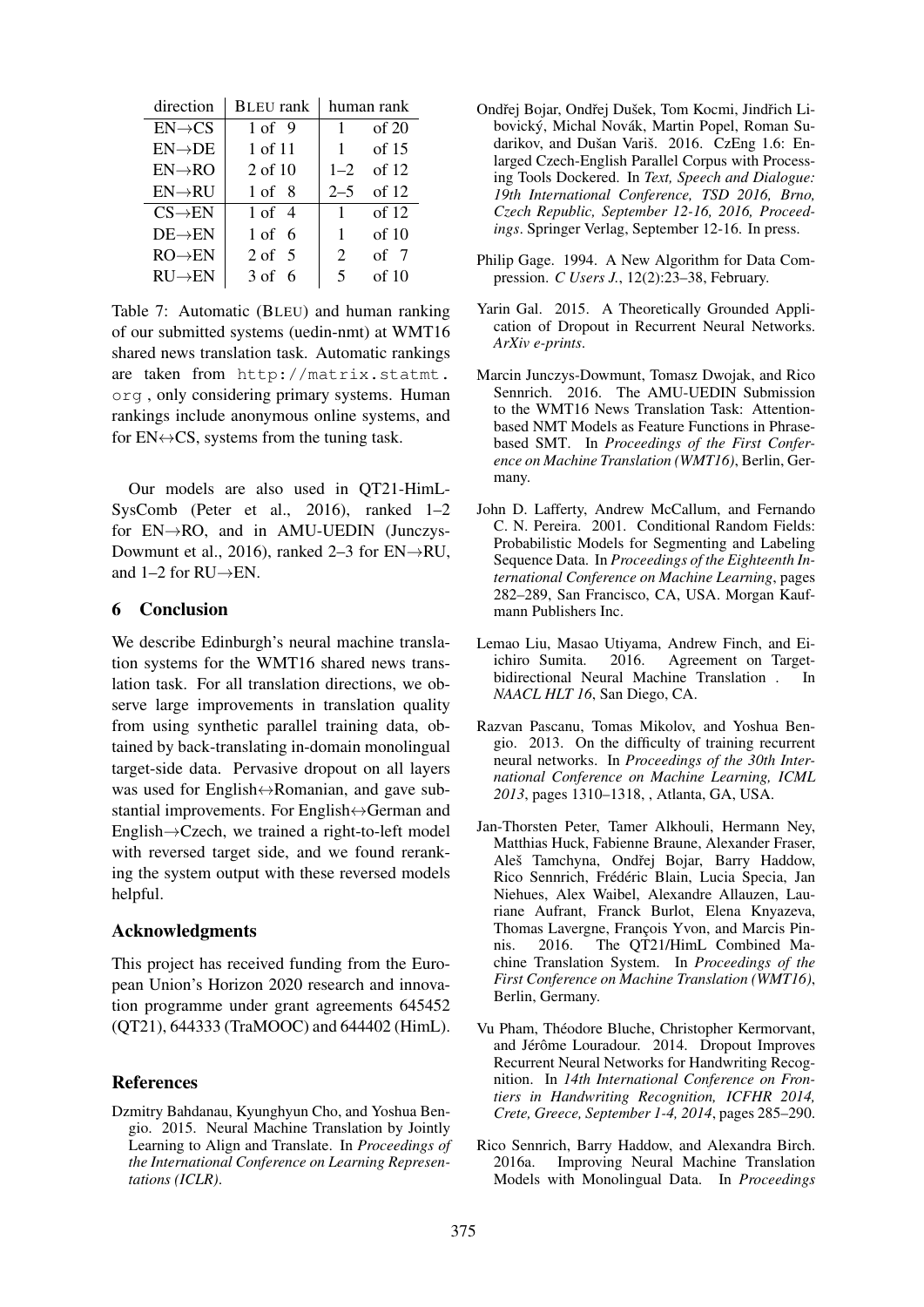| direction | BLEU rank | human rank | |
|---|---|---|---|
| EN→CS | 1 of 9 | 1 | of 20 |
| EN→DE | 1 of 11 | 1 | of 15 |
| EN→RO | 2 of 10 | 1–2 | of 12 |
| EN→RU | 1 of 8 | 2–5 | of 12 |
| CS→EN | 1 of 4 | 1 | of 12 |
| DE→EN | 1 of 6 | 1 | of 10 |
| RO→EN | 2 of 5 | 2 | of 7 |
| RU→EN | 3 of 6 | 5 | of 10 |

Table 7: Automatic (BLEU) and human ranking of our submitted systems (uedin-nmt) at WMT16 shared news translation task. Automatic rankings are taken from `http://matrix.statmt.org`, only considering primary systems. Human rankings include anonymous online systems, and for EN↔CS, systems from the tuning task.

Our models are also used in QT21-HimL-SysComb (Peter et al., 2016), ranked 1–2 for EN→RO, and in AMU-UEDIN (Junczys-Dowmunt et al., 2016), ranked 2–3 for EN→RU, and 1–2 for RU→EN.

## 6 Conclusion

We describe Edinburgh's neural machine translation systems for the WMT16 shared news translation task. For all translation directions, we observe large improvements in translation quality from using synthetic parallel training data, obtained by back-translating in-domain monolingual target-side data. Pervasive dropout on all layers was used for English↔Romanian, and gave substantial improvements. For English↔German and English→Czech, we trained a right-to-left model with reversed target side, and we found reranking the system output with these reversed models helpful.

### Acknowledgments

This project has received funding from the European Union's Horizon 2020 research and innovation programme under grant agreements 645452 (QT21), 644333 (TraMOOC) and 644402 (HimL).

### References

Dzmitry Bahdanau, Kyunghyun Cho, and Yoshua Bengio. 2015. Neural Machine Translation by Jointly Learning to Align and Translate. In *Proceedings of the International Conference on Learning Representations (ICLR)*.

Ondřej Bojar, Ondřej Dušek, Tom Kocmi, Jindřich Libovický, Michal Novák, Martin Popel, Roman Sudarikov, and Dušan Variš. 2016. CzEng 1.6: Enlarged Czech-English Parallel Corpus with Processing Tools Dockered. In *Text, Speech and Dialogue: 19th International Conference, TSD 2016, Brno, Czech Republic, September 12-16, 2016, Proceedings*. Springer Verlag, September 12-16. In press.

Philip Gage. 1994. A New Algorithm for Data Compression. *C Users J.*, 12(2):23–38, February.

Yarin Gal. 2015. A Theoretically Grounded Application of Dropout in Recurrent Neural Networks. *ArXiv e-prints*.

Marcin Junczys-Dowmunt, Tomasz Dwojak, and Rico Sennrich. 2016. The AMU-UEDIN Submission to the WMT16 News Translation Task: Attention-based NMT Models as Feature Functions in Phrase-based SMT. In *Proceedings of the First Conference on Machine Translation (WMT16)*, Berlin, Germany.

John D. Lafferty, Andrew McCallum, and Fernando C. N. Pereira. 2001. Conditional Random Fields: Probabilistic Models for Segmenting and Labeling Sequence Data. In *Proceedings of the Eighteenth International Conference on Machine Learning*, pages 282–289, San Francisco, CA, USA. Morgan Kaufmann Publishers Inc.

Lemao Liu, Masao Utiyama, Andrew Finch, and Eiichiro Sumita. 2016. Agreement on Target-bidirectional Neural Machine Translation . In *NAACL HLT 16*, San Diego, CA.

Razvan Pascanu, Tomas Mikolov, and Yoshua Bengio. 2013. On the difficulty of training recurrent neural networks. In *Proceedings of the 30th International Conference on Machine Learning, ICML 2013*, pages 1310–1318, , Atlanta, GA, USA.

Jan-Thorsten Peter, Tamer Alkhouli, Hermann Ney, Matthias Huck, Fabienne Braune, Alexander Fraser, Aleš Tamchyna, Ondřej Bojar, Barry Haddow, Rico Sennrich, Frédéric Blain, Lucia Specia, Jan Niehues, Alex Waibel, Alexandre Allauzen, Lauriane Aufrant, Franck Burlot, Elena Knyazeva, Thomas Lavergne, François Yvon, and Marcis Pinnis. 2016. The QT21/HimL Combined Machine Translation System. In *Proceedings of the First Conference on Machine Translation (WMT16)*, Berlin, Germany.

Vu Pham, Théodore Bluche, Christopher Kermorvant, and Jérôme Louradour. 2014. Dropout Improves Recurrent Neural Networks for Handwriting Recognition. In *14th International Conference on Frontiers in Handwriting Recognition, ICFHR 2014, Crete, Greece, September 1-4, 2014*, pages 285–290.

Rico Sennrich, Barry Haddow, and Alexandra Birch. 2016a. Improving Neural Machine Translation Models with Monolingual Data. In *Proceedings*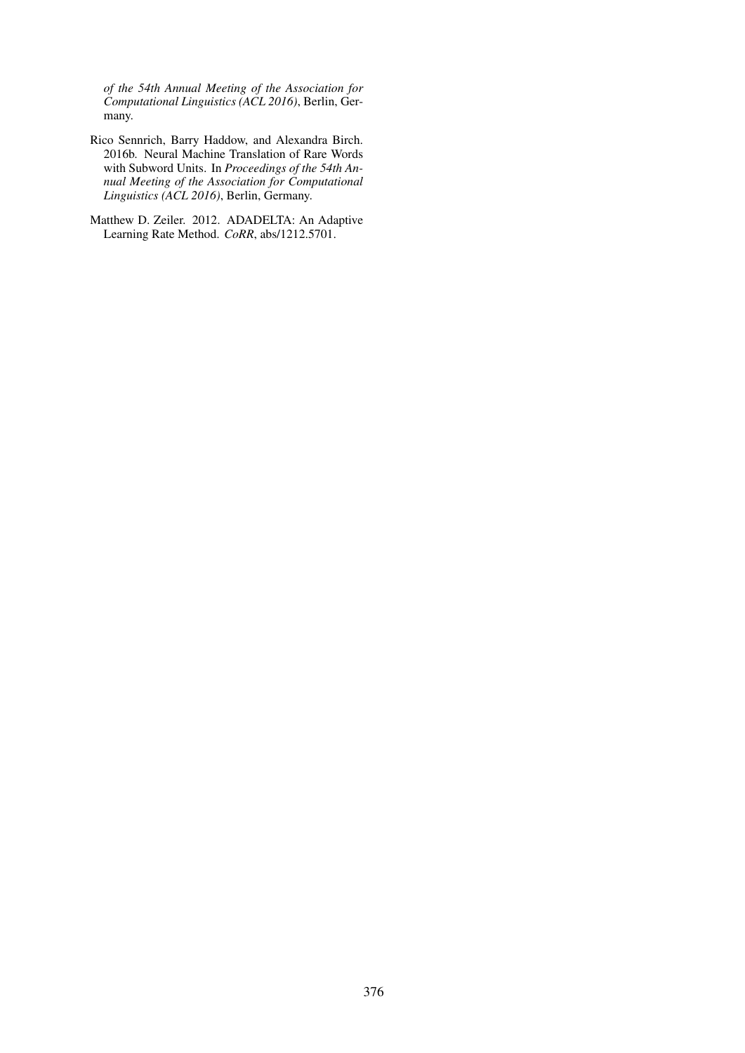*of the 54th Annual Meeting of the Association for Computational Linguistics (ACL 2016)*, Berlin, Germany.

Rico Sennrich, Barry Haddow, and Alexandra Birch. 2016b. Neural Machine Translation of Rare Words with Subword Units. In *Proceedings of the 54th Annual Meeting of the Association for Computational Linguistics (ACL 2016)*, Berlin, Germany.

Matthew D. Zeiler. 2012. ADADELTA: An Adaptive Learning Rate Method. *CoRR*, abs/1212.5701.